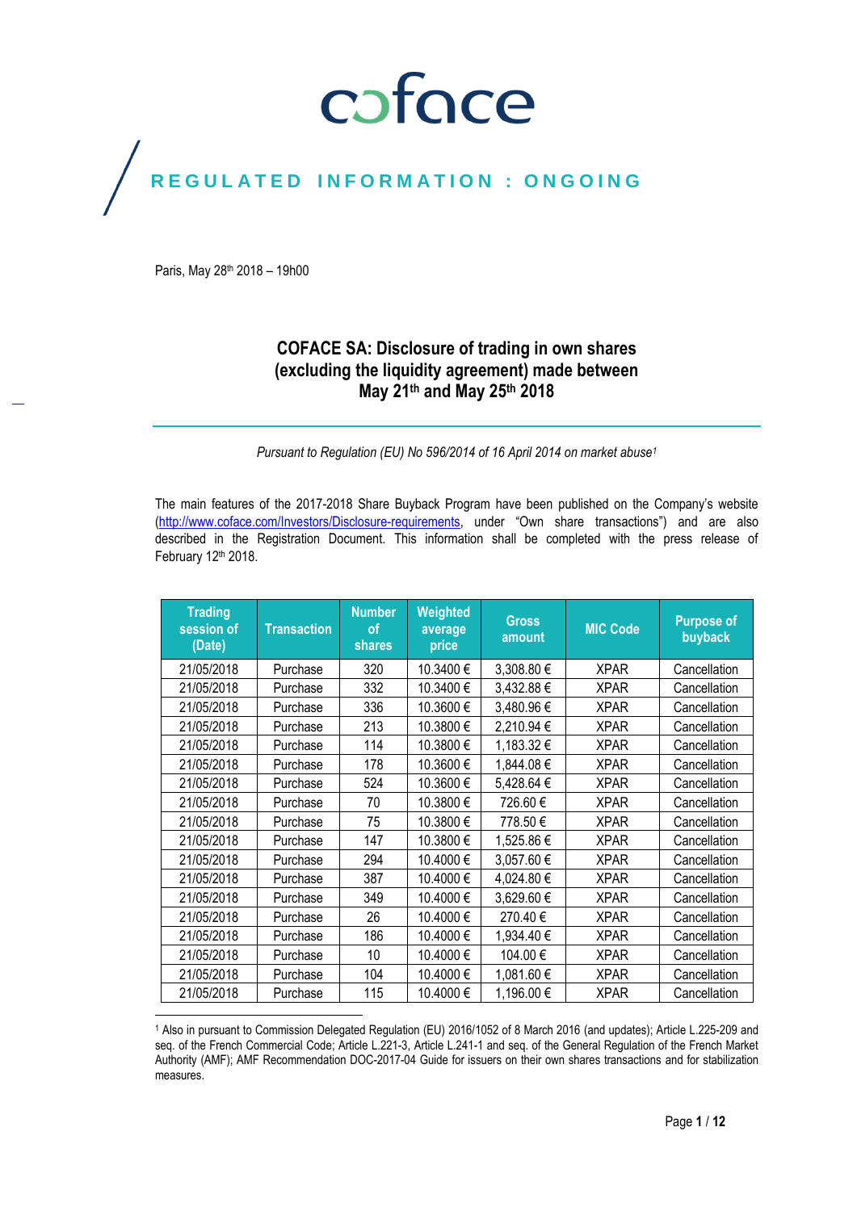coface

REGULATED INFORMATION : ONGOING

Paris, May 28th 2018 – 19h00

# COFACE SA: Disclosure of trading in own shares (excluding the liquidity agreement) made between May 21th and May 25th 2018

*Pursuant to Regulation (EU) No 596/2014 of 16 April 2014 on market abuse[1]*

The main features of the 2017-2018 Share Buyback Program have been published on the Company's website (http://www.coface.com/Investors/Disclosure-requirements, under "Own share transactions") and are also described in the Registration Document. This information shall be completed with the press release of February 12th 2018.

| Trading session of (Date) | Transaction | Number of shares | Weighted average price | Gross amount | MIC Code | Purpose of buyback |
|---|---|---|---|---|---|---|
| 21/05/2018 | Purchase | 320 | 10.3400 € | 3,308.80 € | XPAR | Cancellation |
| 21/05/2018 | Purchase | 332 | 10.3400 € | 3,432.88 € | XPAR | Cancellation |
| 21/05/2018 | Purchase | 336 | 10.3600 € | 3,480.96 € | XPAR | Cancellation |
| 21/05/2018 | Purchase | 213 | 10.3800 € | 2,210.94 € | XPAR | Cancellation |
| 21/05/2018 | Purchase | 114 | 10.3800 € | 1,183.32 € | XPAR | Cancellation |
| 21/05/2018 | Purchase | 178 | 10.3600 € | 1,844.08 € | XPAR | Cancellation |
| 21/05/2018 | Purchase | 524 | 10.3600 € | 5,428.64 € | XPAR | Cancellation |
| 21/05/2018 | Purchase | 70 | 10.3800 € | 726.60 € | XPAR | Cancellation |
| 21/05/2018 | Purchase | 75 | 10.3800 € | 778.50 € | XPAR | Cancellation |
| 21/05/2018 | Purchase | 147 | 10.3800 € | 1,525.86 € | XPAR | Cancellation |
| 21/05/2018 | Purchase | 294 | 10.4000 € | 3,057.60 € | XPAR | Cancellation |
| 21/05/2018 | Purchase | 387 | 10.4000 € | 4,024.80 € | XPAR | Cancellation |
| 21/05/2018 | Purchase | 349 | 10.4000 € | 3,629.60 € | XPAR | Cancellation |
| 21/05/2018 | Purchase | 26 | 10.4000 € | 270.40 € | XPAR | Cancellation |
| 21/05/2018 | Purchase | 186 | 10.4000 € | 1,934.40 € | XPAR | Cancellation |
| 21/05/2018 | Purchase | 10 | 10.4000 € | 104.00 € | XPAR | Cancellation |
| 21/05/2018 | Purchase | 104 | 10.4000 € | 1,081.60 € | XPAR | Cancellation |
| 21/05/2018 | Purchase | 115 | 10.4000 € | 1,196.00 € | XPAR | Cancellation |

[1] Also in pursuant to Commission Delegated Regulation (EU) 2016/1052 of 8 March 2016 (and updates); Article L.225-209 and seq. of the French Commercial Code; Article L.221-3, Article L.241-1 and seq. of the General Regulation of the French Market Authority (AMF); AMF Recommendation DOC-2017-04 Guide for issuers on their own shares transactions and for stabilization measures.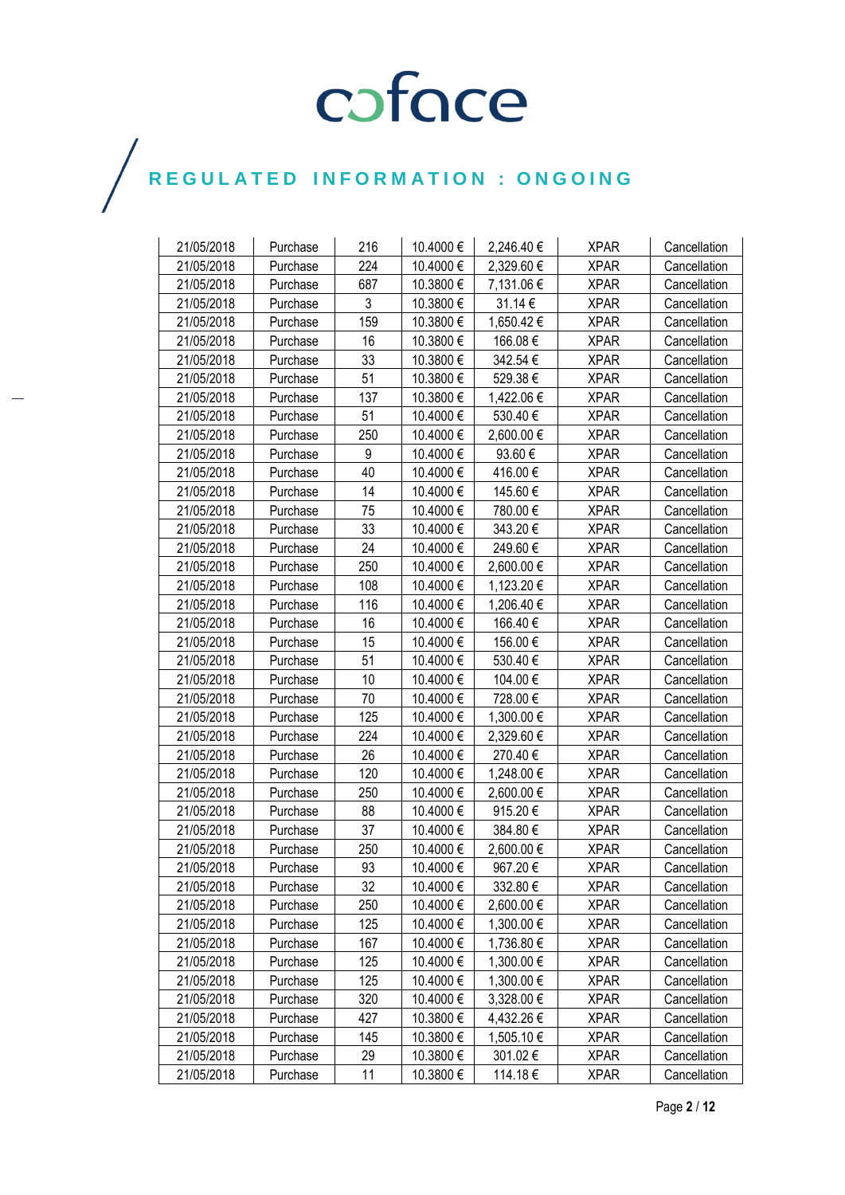REGULATED INFORMATION : ONGOING

| | | | | | | |
|---|---|---|---|---|---|---|
| 21/05/2018 | Purchase | 216 | 10.4000 € | 2,246.40 € | XPAR | Cancellation |
| 21/05/2018 | Purchase | 224 | 10.4000 € | 2,329.60 € | XPAR | Cancellation |
| 21/05/2018 | Purchase | 687 | 10.3800 € | 7,131.06 € | XPAR | Cancellation |
| 21/05/2018 | Purchase | 3 | 10.3800 € | 31.14 € | XPAR | Cancellation |
| 21/05/2018 | Purchase | 159 | 10.3800 € | 1,650.42 € | XPAR | Cancellation |
| 21/05/2018 | Purchase | 16 | 10.3800 € | 166.08 € | XPAR | Cancellation |
| 21/05/2018 | Purchase | 33 | 10.3800 € | 342.54 € | XPAR | Cancellation |
| 21/05/2018 | Purchase | 51 | 10.3800 € | 529.38 € | XPAR | Cancellation |
| 21/05/2018 | Purchase | 137 | 10.3800 € | 1,422.06 € | XPAR | Cancellation |
| 21/05/2018 | Purchase | 51 | 10.4000 € | 530.40 € | XPAR | Cancellation |
| 21/05/2018 | Purchase | 250 | 10.4000 € | 2,600.00 € | XPAR | Cancellation |
| 21/05/2018 | Purchase | 9 | 10.4000 € | 93.60 € | XPAR | Cancellation |
| 21/05/2018 | Purchase | 40 | 10.4000 € | 416.00 € | XPAR | Cancellation |
| 21/05/2018 | Purchase | 14 | 10.4000 € | 145.60 € | XPAR | Cancellation |
| 21/05/2018 | Purchase | 75 | 10.4000 € | 780.00 € | XPAR | Cancellation |
| 21/05/2018 | Purchase | 33 | 10.4000 € | 343.20 € | XPAR | Cancellation |
| 21/05/2018 | Purchase | 24 | 10.4000 € | 249.60 € | XPAR | Cancellation |
| 21/05/2018 | Purchase | 250 | 10.4000 € | 2,600.00 € | XPAR | Cancellation |
| 21/05/2018 | Purchase | 108 | 10.4000 € | 1,123.20 € | XPAR | Cancellation |
| 21/05/2018 | Purchase | 116 | 10.4000 € | 1,206.40 € | XPAR | Cancellation |
| 21/05/2018 | Purchase | 16 | 10.4000 € | 166.40 € | XPAR | Cancellation |
| 21/05/2018 | Purchase | 15 | 10.4000 € | 156.00 € | XPAR | Cancellation |
| 21/05/2018 | Purchase | 51 | 10.4000 € | 530.40 € | XPAR | Cancellation |
| 21/05/2018 | Purchase | 10 | 10.4000 € | 104.00 € | XPAR | Cancellation |
| 21/05/2018 | Purchase | 70 | 10.4000 € | 728.00 € | XPAR | Cancellation |
| 21/05/2018 | Purchase | 125 | 10.4000 € | 1,300.00 € | XPAR | Cancellation |
| 21/05/2018 | Purchase | 224 | 10.4000 € | 2,329.60 € | XPAR | Cancellation |
| 21/05/2018 | Purchase | 26 | 10.4000 € | 270.40 € | XPAR | Cancellation |
| 21/05/2018 | Purchase | 120 | 10.4000 € | 1,248.00 € | XPAR | Cancellation |
| 21/05/2018 | Purchase | 250 | 10.4000 € | 2,600.00 € | XPAR | Cancellation |
| 21/05/2018 | Purchase | 88 | 10.4000 € | 915.20 € | XPAR | Cancellation |
| 21/05/2018 | Purchase | 37 | 10.4000 € | 384.80 € | XPAR | Cancellation |
| 21/05/2018 | Purchase | 250 | 10.4000 € | 2,600.00 € | XPAR | Cancellation |
| 21/05/2018 | Purchase | 93 | 10.4000 € | 967.20 € | XPAR | Cancellation |
| 21/05/2018 | Purchase | 32 | 10.4000 € | 332.80 € | XPAR | Cancellation |
| 21/05/2018 | Purchase | 250 | 10.4000 € | 2,600.00 € | XPAR | Cancellation |
| 21/05/2018 | Purchase | 125 | 10.4000 € | 1,300.00 € | XPAR | Cancellation |
| 21/05/2018 | Purchase | 167 | 10.4000 € | 1,736.80 € | XPAR | Cancellation |
| 21/05/2018 | Purchase | 125 | 10.4000 € | 1,300.00 € | XPAR | Cancellation |
| 21/05/2018 | Purchase | 125 | 10.4000 € | 1,300.00 € | XPAR | Cancellation |
| 21/05/2018 | Purchase | 320 | 10.4000 € | 3,328.00 € | XPAR | Cancellation |
| 21/05/2018 | Purchase | 427 | 10.3800 € | 4,432.26 € | XPAR | Cancellation |
| 21/05/2018 | Purchase | 145 | 10.3800 € | 1,505.10 € | XPAR | Cancellation |
| 21/05/2018 | Purchase | 29 | 10.3800 € | 301.02 € | XPAR | Cancellation |
| 21/05/2018 | Purchase | 11 | 10.3800 € | 114.18 € | XPAR | Cancellation |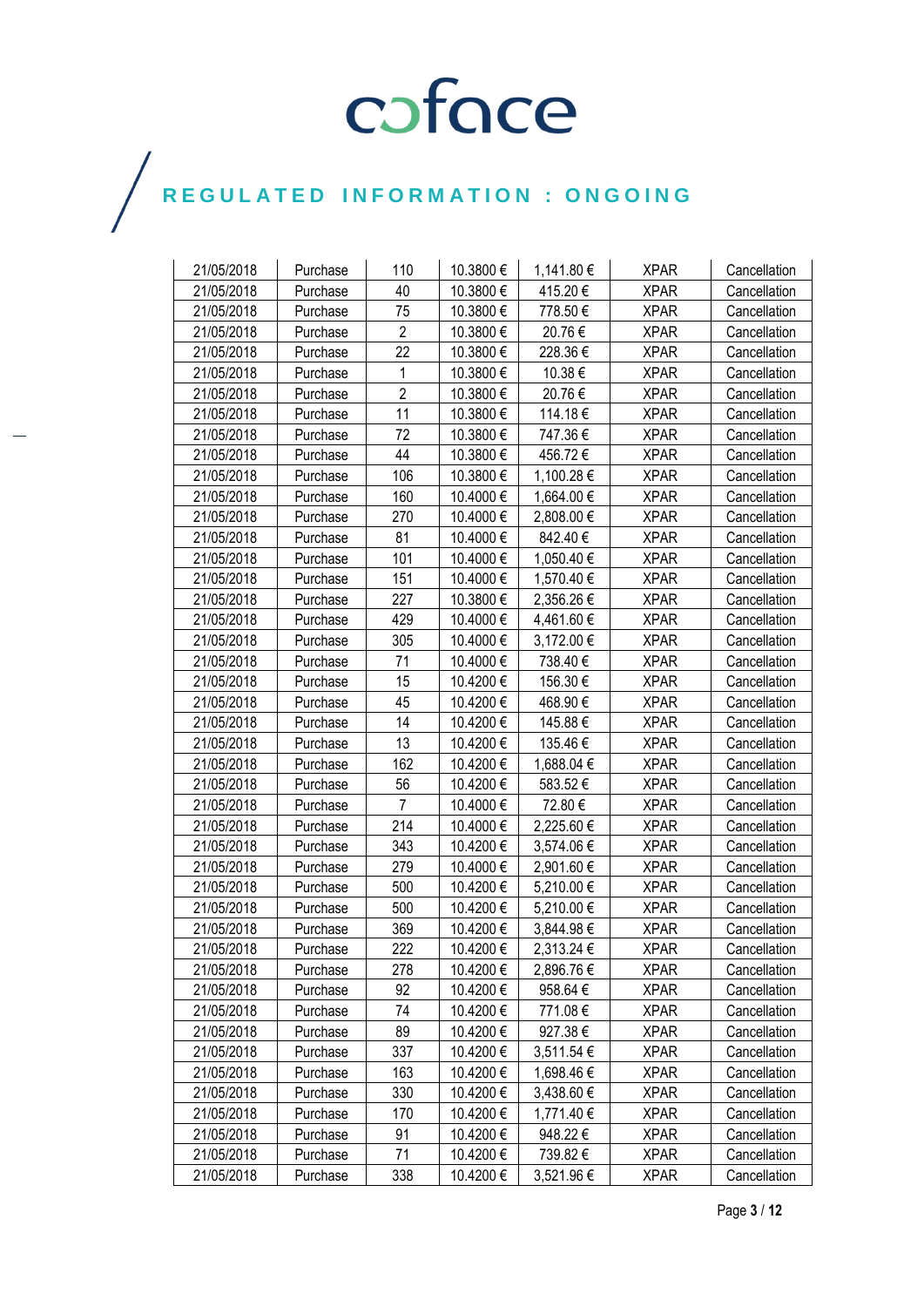REGULATED INFORMATION : ONGOING

| 21/05/2018 | Purchase | 110 | 10.3800 € | 1,141.80 € | XPAR | Cancellation |
|---|---|---|---|---|---|---|
| 21/05/2018 | Purchase | 40 | 10.3800 € | 415.20 € | XPAR | Cancellation |
| 21/05/2018 | Purchase | 75 | 10.3800 € | 778.50 € | XPAR | Cancellation |
| 21/05/2018 | Purchase | 2 | 10.3800 € | 20.76 € | XPAR | Cancellation |
| 21/05/2018 | Purchase | 22 | 10.3800 € | 228.36 € | XPAR | Cancellation |
| 21/05/2018 | Purchase | 1 | 10.3800 € | 10.38 € | XPAR | Cancellation |
| 21/05/2018 | Purchase | 2 | 10.3800 € | 20.76 € | XPAR | Cancellation |
| 21/05/2018 | Purchase | 11 | 10.3800 € | 114.18 € | XPAR | Cancellation |
| 21/05/2018 | Purchase | 72 | 10.3800 € | 747.36 € | XPAR | Cancellation |
| 21/05/2018 | Purchase | 44 | 10.3800 € | 456.72 € | XPAR | Cancellation |
| 21/05/2018 | Purchase | 106 | 10.3800 € | 1,100.28 € | XPAR | Cancellation |
| 21/05/2018 | Purchase | 160 | 10.4000 € | 1,664.00 € | XPAR | Cancellation |
| 21/05/2018 | Purchase | 270 | 10.4000 € | 2,808.00 € | XPAR | Cancellation |
| 21/05/2018 | Purchase | 81 | 10.4000 € | 842.40 € | XPAR | Cancellation |
| 21/05/2018 | Purchase | 101 | 10.4000 € | 1,050.40 € | XPAR | Cancellation |
| 21/05/2018 | Purchase | 151 | 10.4000 € | 1,570.40 € | XPAR | Cancellation |
| 21/05/2018 | Purchase | 227 | 10.3800 € | 2,356.26 € | XPAR | Cancellation |
| 21/05/2018 | Purchase | 429 | 10.4000 € | 4,461.60 € | XPAR | Cancellation |
| 21/05/2018 | Purchase | 305 | 10.4000 € | 3,172.00 € | XPAR | Cancellation |
| 21/05/2018 | Purchase | 71 | 10.4000 € | 738.40 € | XPAR | Cancellation |
| 21/05/2018 | Purchase | 15 | 10.4200 € | 156.30 € | XPAR | Cancellation |
| 21/05/2018 | Purchase | 45 | 10.4200 € | 468.90 € | XPAR | Cancellation |
| 21/05/2018 | Purchase | 14 | 10.4200 € | 145.88 € | XPAR | Cancellation |
| 21/05/2018 | Purchase | 13 | 10.4200 € | 135.46 € | XPAR | Cancellation |
| 21/05/2018 | Purchase | 162 | 10.4200 € | 1,688.04 € | XPAR | Cancellation |
| 21/05/2018 | Purchase | 56 | 10.4200 € | 583.52 € | XPAR | Cancellation |
| 21/05/2018 | Purchase | 7 | 10.4000 € | 72.80 € | XPAR | Cancellation |
| 21/05/2018 | Purchase | 214 | 10.4000 € | 2,225.60 € | XPAR | Cancellation |
| 21/05/2018 | Purchase | 343 | 10.4200 € | 3,574.06 € | XPAR | Cancellation |
| 21/05/2018 | Purchase | 279 | 10.4000 € | 2,901.60 € | XPAR | Cancellation |
| 21/05/2018 | Purchase | 500 | 10.4200 € | 5,210.00 € | XPAR | Cancellation |
| 21/05/2018 | Purchase | 500 | 10.4200 € | 5,210.00 € | XPAR | Cancellation |
| 21/05/2018 | Purchase | 369 | 10.4200 € | 3,844.98 € | XPAR | Cancellation |
| 21/05/2018 | Purchase | 222 | 10.4200 € | 2,313.24 € | XPAR | Cancellation |
| 21/05/2018 | Purchase | 278 | 10.4200 € | 2,896.76 € | XPAR | Cancellation |
| 21/05/2018 | Purchase | 92 | 10.4200 € | 958.64 € | XPAR | Cancellation |
| 21/05/2018 | Purchase | 74 | 10.4200 € | 771.08 € | XPAR | Cancellation |
| 21/05/2018 | Purchase | 89 | 10.4200 € | 927.38 € | XPAR | Cancellation |
| 21/05/2018 | Purchase | 337 | 10.4200 € | 3,511.54 € | XPAR | Cancellation |
| 21/05/2018 | Purchase | 163 | 10.4200 € | 1,698.46 € | XPAR | Cancellation |
| 21/05/2018 | Purchase | 330 | 10.4200 € | 3,438.60 € | XPAR | Cancellation |
| 21/05/2018 | Purchase | 170 | 10.4200 € | 1,771.40 € | XPAR | Cancellation |
| 21/05/2018 | Purchase | 91 | 10.4200 € | 948.22 € | XPAR | Cancellation |
| 21/05/2018 | Purchase | 71 | 10.4200 € | 739.82 € | XPAR | Cancellation |
| 21/05/2018 | Purchase | 338 | 10.4200 € | 3,521.96 € | XPAR | Cancellation |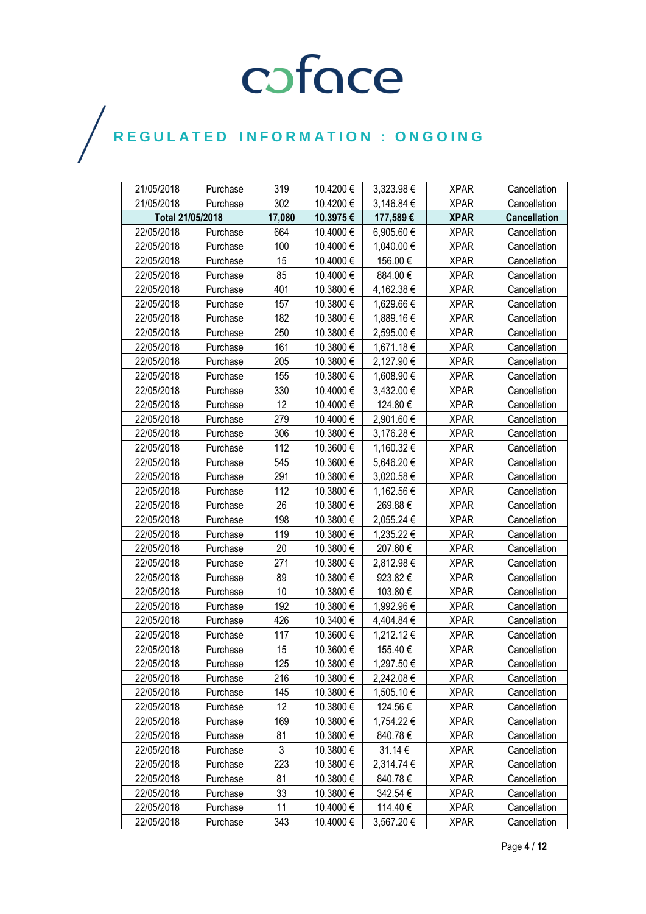REGULATED INFORMATION : ONGOING

| | | | | | | |
|---|---|---|---|---|---|---|
| 21/05/2018 | Purchase | 319 | 10.4200 € | 3,323.98 € | XPAR | Cancellation |
| 21/05/2018 | Purchase | 302 | 10.4200 € | 3,146.84 € | XPAR | Cancellation |
| **Total 21/05/2018** | | **17,080** | **10.3975 €** | **177,589 €** | **XPAR** | **Cancellation** |
| 22/05/2018 | Purchase | 664 | 10.4000 € | 6,905.60 € | XPAR | Cancellation |
| 22/05/2018 | Purchase | 100 | 10.4000 € | 1,040.00 € | XPAR | Cancellation |
| 22/05/2018 | Purchase | 15 | 10.4000 € | 156.00 € | XPAR | Cancellation |
| 22/05/2018 | Purchase | 85 | 10.4000 € | 884.00 € | XPAR | Cancellation |
| 22/05/2018 | Purchase | 401 | 10.3800 € | 4,162.38 € | XPAR | Cancellation |
| 22/05/2018 | Purchase | 157 | 10.3800 € | 1,629.66 € | XPAR | Cancellation |
| 22/05/2018 | Purchase | 182 | 10.3800 € | 1,889.16 € | XPAR | Cancellation |
| 22/05/2018 | Purchase | 250 | 10.3800 € | 2,595.00 € | XPAR | Cancellation |
| 22/05/2018 | Purchase | 161 | 10.3800 € | 1,671.18 € | XPAR | Cancellation |
| 22/05/2018 | Purchase | 205 | 10.3800 € | 2,127.90 € | XPAR | Cancellation |
| 22/05/2018 | Purchase | 155 | 10.3800 € | 1,608.90 € | XPAR | Cancellation |
| 22/05/2018 | Purchase | 330 | 10.4000 € | 3,432.00 € | XPAR | Cancellation |
| 22/05/2018 | Purchase | 12 | 10.4000 € | 124.80 € | XPAR | Cancellation |
| 22/05/2018 | Purchase | 279 | 10.4000 € | 2,901.60 € | XPAR | Cancellation |
| 22/05/2018 | Purchase | 306 | 10.3800 € | 3,176.28 € | XPAR | Cancellation |
| 22/05/2018 | Purchase | 112 | 10.3600 € | 1,160.32 € | XPAR | Cancellation |
| 22/05/2018 | Purchase | 545 | 10.3600 € | 5,646.20 € | XPAR | Cancellation |
| 22/05/2018 | Purchase | 291 | 10.3800 € | 3,020.58 € | XPAR | Cancellation |
| 22/05/2018 | Purchase | 112 | 10.3800 € | 1,162.56 € | XPAR | Cancellation |
| 22/05/2018 | Purchase | 26 | 10.3800 € | 269.88 € | XPAR | Cancellation |
| 22/05/2018 | Purchase | 198 | 10.3800 € | 2,055.24 € | XPAR | Cancellation |
| 22/05/2018 | Purchase | 119 | 10.3800 € | 1,235.22 € | XPAR | Cancellation |
| 22/05/2018 | Purchase | 20 | 10.3800 € | 207.60 € | XPAR | Cancellation |
| 22/05/2018 | Purchase | 271 | 10.3800 € | 2,812.98 € | XPAR | Cancellation |
| 22/05/2018 | Purchase | 89 | 10.3800 € | 923.82 € | XPAR | Cancellation |
| 22/05/2018 | Purchase | 10 | 10.3800 € | 103.80 € | XPAR | Cancellation |
| 22/05/2018 | Purchase | 192 | 10.3800 € | 1,992.96 € | XPAR | Cancellation |
| 22/05/2018 | Purchase | 426 | 10.3400 € | 4,404.84 € | XPAR | Cancellation |
| 22/05/2018 | Purchase | 117 | 10.3600 € | 1,212.12 € | XPAR | Cancellation |
| 22/05/2018 | Purchase | 15 | 10.3600 € | 155.40 € | XPAR | Cancellation |
| 22/05/2018 | Purchase | 125 | 10.3800 € | 1,297.50 € | XPAR | Cancellation |
| 22/05/2018 | Purchase | 216 | 10.3800 € | 2,242.08 € | XPAR | Cancellation |
| 22/05/2018 | Purchase | 145 | 10.3800 € | 1,505.10 € | XPAR | Cancellation |
| 22/05/2018 | Purchase | 12 | 10.3800 € | 124.56 € | XPAR | Cancellation |
| 22/05/2018 | Purchase | 169 | 10.3800 € | 1,754.22 € | XPAR | Cancellation |
| 22/05/2018 | Purchase | 81 | 10.3800 € | 840.78 € | XPAR | Cancellation |
| 22/05/2018 | Purchase | 3 | 10.3800 € | 31.14 € | XPAR | Cancellation |
| 22/05/2018 | Purchase | 223 | 10.3800 € | 2,314.74 € | XPAR | Cancellation |
| 22/05/2018 | Purchase | 81 | 10.3800 € | 840.78 € | XPAR | Cancellation |
| 22/05/2018 | Purchase | 33 | 10.3800 € | 342.54 € | XPAR | Cancellation |
| 22/05/2018 | Purchase | 11 | 10.4000 € | 114.40 € | XPAR | Cancellation |
| 22/05/2018 | Purchase | 343 | 10.4000 € | 3,567.20 € | XPAR | Cancellation |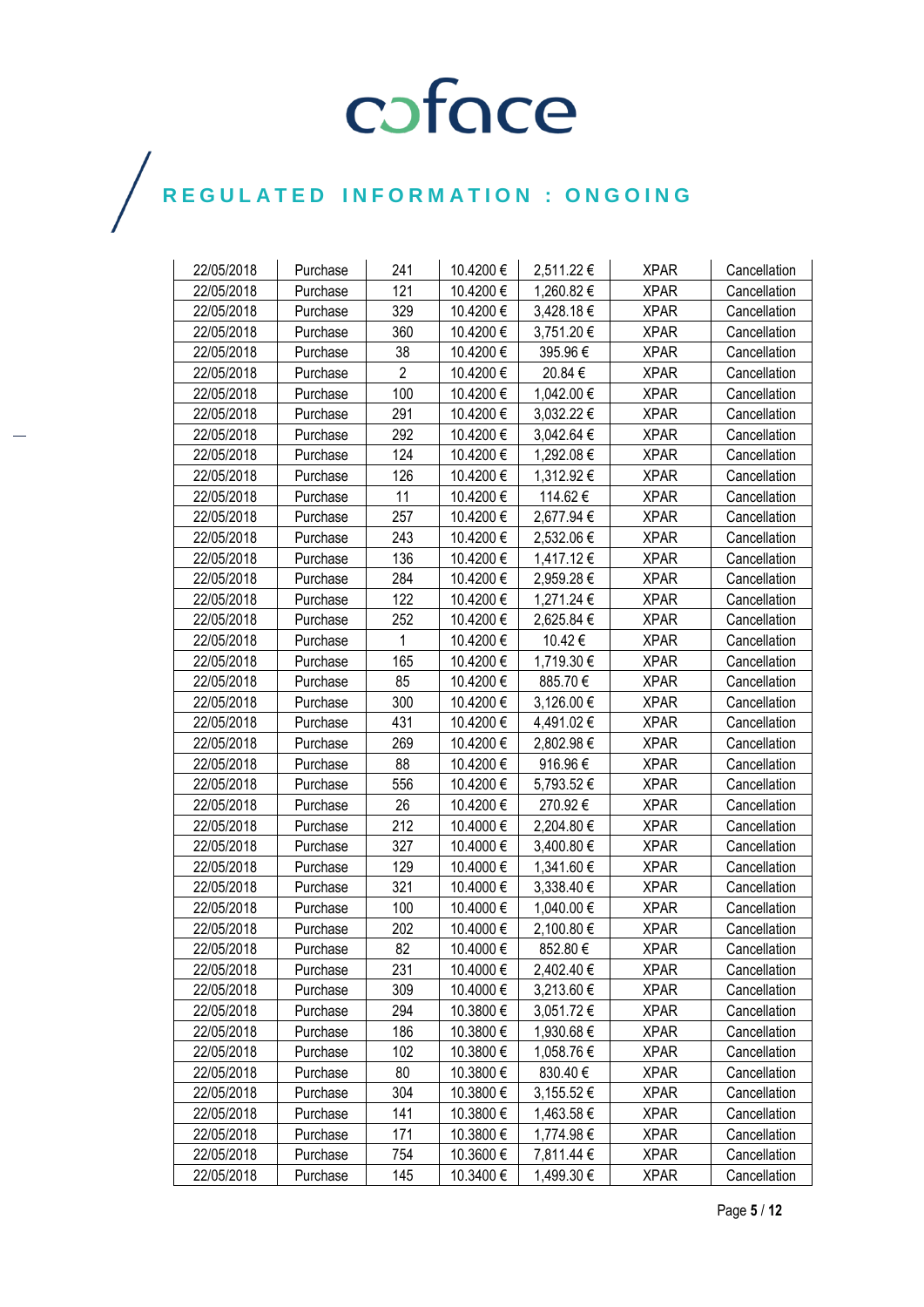| | | | | | | |
|---|---|---|---|---|---|---|
| 22/05/2018 | Purchase | 241 | 10.4200 € | 2,511.22 € | XPAR | Cancellation |
| 22/05/2018 | Purchase | 121 | 10.4200 € | 1,260.82 € | XPAR | Cancellation |
| 22/05/2018 | Purchase | 329 | 10.4200 € | 3,428.18 € | XPAR | Cancellation |
| 22/05/2018 | Purchase | 360 | 10.4200 € | 3,751.20 € | XPAR | Cancellation |
| 22/05/2018 | Purchase | 38 | 10.4200 € | 395.96 € | XPAR | Cancellation |
| 22/05/2018 | Purchase | 2 | 10.4200 € | 20.84 € | XPAR | Cancellation |
| 22/05/2018 | Purchase | 100 | 10.4200 € | 1,042.00 € | XPAR | Cancellation |
| 22/05/2018 | Purchase | 291 | 10.4200 € | 3,032.22 € | XPAR | Cancellation |
| 22/05/2018 | Purchase | 292 | 10.4200 € | 3,042.64 € | XPAR | Cancellation |
| 22/05/2018 | Purchase | 124 | 10.4200 € | 1,292.08 € | XPAR | Cancellation |
| 22/05/2018 | Purchase | 126 | 10.4200 € | 1,312.92 € | XPAR | Cancellation |
| 22/05/2018 | Purchase | 11 | 10.4200 € | 114.62 € | XPAR | Cancellation |
| 22/05/2018 | Purchase | 257 | 10.4200 € | 2,677.94 € | XPAR | Cancellation |
| 22/05/2018 | Purchase | 243 | 10.4200 € | 2,532.06 € | XPAR | Cancellation |
| 22/05/2018 | Purchase | 136 | 10.4200 € | 1,417.12 € | XPAR | Cancellation |
| 22/05/2018 | Purchase | 284 | 10.4200 € | 2,959.28 € | XPAR | Cancellation |
| 22/05/2018 | Purchase | 122 | 10.4200 € | 1,271.24 € | XPAR | Cancellation |
| 22/05/2018 | Purchase | 252 | 10.4200 € | 2,625.84 € | XPAR | Cancellation |
| 22/05/2018 | Purchase | 1 | 10.4200 € | 10.42 € | XPAR | Cancellation |
| 22/05/2018 | Purchase | 165 | 10.4200 € | 1,719.30 € | XPAR | Cancellation |
| 22/05/2018 | Purchase | 85 | 10.4200 € | 885.70 € | XPAR | Cancellation |
| 22/05/2018 | Purchase | 300 | 10.4200 € | 3,126.00 € | XPAR | Cancellation |
| 22/05/2018 | Purchase | 431 | 10.4200 € | 4,491.02 € | XPAR | Cancellation |
| 22/05/2018 | Purchase | 269 | 10.4200 € | 2,802.98 € | XPAR | Cancellation |
| 22/05/2018 | Purchase | 88 | 10.4200 € | 916.96 € | XPAR | Cancellation |
| 22/05/2018 | Purchase | 556 | 10.4200 € | 5,793.52 € | XPAR | Cancellation |
| 22/05/2018 | Purchase | 26 | 10.4200 € | 270.92 € | XPAR | Cancellation |
| 22/05/2018 | Purchase | 212 | 10.4000 € | 2,204.80 € | XPAR | Cancellation |
| 22/05/2018 | Purchase | 327 | 10.4000 € | 3,400.80 € | XPAR | Cancellation |
| 22/05/2018 | Purchase | 129 | 10.4000 € | 1,341.60 € | XPAR | Cancellation |
| 22/05/2018 | Purchase | 321 | 10.4000 € | 3,338.40 € | XPAR | Cancellation |
| 22/05/2018 | Purchase | 100 | 10.4000 € | 1,040.00 € | XPAR | Cancellation |
| 22/05/2018 | Purchase | 202 | 10.4000 € | 2,100.80 € | XPAR | Cancellation |
| 22/05/2018 | Purchase | 82 | 10.4000 € | 852.80 € | XPAR | Cancellation |
| 22/05/2018 | Purchase | 231 | 10.4000 € | 2,402.40 € | XPAR | Cancellation |
| 22/05/2018 | Purchase | 309 | 10.4000 € | 3,213.60 € | XPAR | Cancellation |
| 22/05/2018 | Purchase | 294 | 10.3800 € | 3,051.72 € | XPAR | Cancellation |
| 22/05/2018 | Purchase | 186 | 10.3800 € | 1,930.68 € | XPAR | Cancellation |
| 22/05/2018 | Purchase | 102 | 10.3800 € | 1,058.76 € | XPAR | Cancellation |
| 22/05/2018 | Purchase | 80 | 10.3800 € | 830.40 € | XPAR | Cancellation |
| 22/05/2018 | Purchase | 304 | 10.3800 € | 3,155.52 € | XPAR | Cancellation |
| 22/05/2018 | Purchase | 141 | 10.3800 € | 1,463.58 € | XPAR | Cancellation |
| 22/05/2018 | Purchase | 171 | 10.3800 € | 1,774.98 € | XPAR | Cancellation |
| 22/05/2018 | Purchase | 754 | 10.3600 € | 7,811.44 € | XPAR | Cancellation |
| 22/05/2018 | Purchase | 145 | 10.3400 € | 1,499.30 € | XPAR | Cancellation |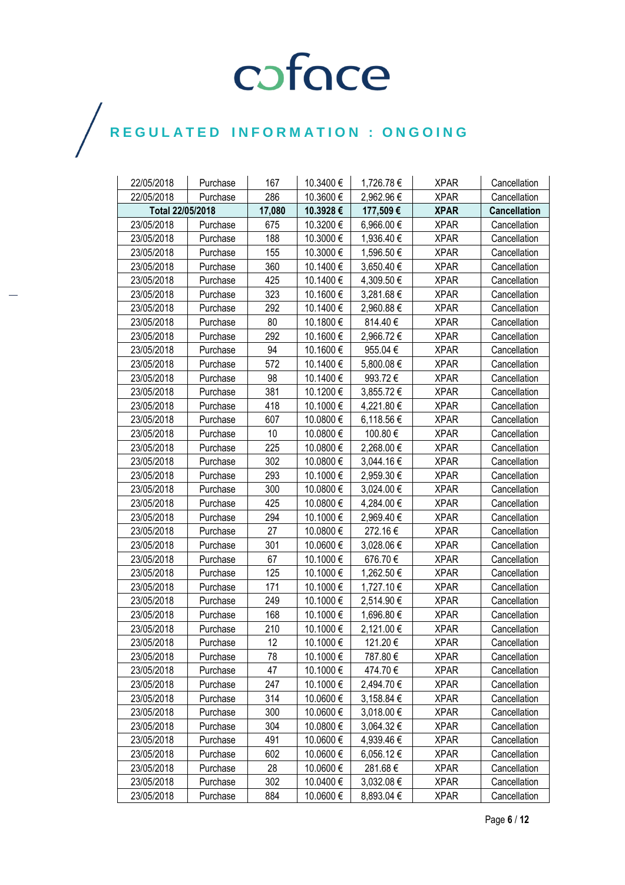# coface

## REGULATED INFORMATION : ONGOING

| | | | | | | |
|---|---|---|---|---|---|---|
| 22/05/2018 | Purchase | 167 | 10.3400 € | 1,726.78 € | XPAR | Cancellation |
| 22/05/2018 | Purchase | 286 | 10.3600 € | 2,962.96 € | XPAR | Cancellation |
| **Total 22/05/2018** | | **17,080** | **10.3928 €** | **177,509 €** | **XPAR** | **Cancellation** |
| 23/05/2018 | Purchase | 675 | 10.3200 € | 6,966.00 € | XPAR | Cancellation |
| 23/05/2018 | Purchase | 188 | 10.3000 € | 1,936.40 € | XPAR | Cancellation |
| 23/05/2018 | Purchase | 155 | 10.3000 € | 1,596.50 € | XPAR | Cancellation |
| 23/05/2018 | Purchase | 360 | 10.1400 € | 3,650.40 € | XPAR | Cancellation |
| 23/05/2018 | Purchase | 425 | 10.1400 € | 4,309.50 € | XPAR | Cancellation |
| 23/05/2018 | Purchase | 323 | 10.1600 € | 3,281.68 € | XPAR | Cancellation |
| 23/05/2018 | Purchase | 292 | 10.1400 € | 2,960.88 € | XPAR | Cancellation |
| 23/05/2018 | Purchase | 80 | 10.1800 € | 814.40 € | XPAR | Cancellation |
| 23/05/2018 | Purchase | 292 | 10.1600 € | 2,966.72 € | XPAR | Cancellation |
| 23/05/2018 | Purchase | 94 | 10.1600 € | 955.04 € | XPAR | Cancellation |
| 23/05/2018 | Purchase | 572 | 10.1400 € | 5,800.08 € | XPAR | Cancellation |
| 23/05/2018 | Purchase | 98 | 10.1400 € | 993.72 € | XPAR | Cancellation |
| 23/05/2018 | Purchase | 381 | 10.1200 € | 3,855.72 € | XPAR | Cancellation |
| 23/05/2018 | Purchase | 418 | 10.1000 € | 4,221.80 € | XPAR | Cancellation |
| 23/05/2018 | Purchase | 607 | 10.0800 € | 6,118.56 € | XPAR | Cancellation |
| 23/05/2018 | Purchase | 10 | 10.0800 € | 100.80 € | XPAR | Cancellation |
| 23/05/2018 | Purchase | 225 | 10.0800 € | 2,268.00 € | XPAR | Cancellation |
| 23/05/2018 | Purchase | 302 | 10.0800 € | 3,044.16 € | XPAR | Cancellation |
| 23/05/2018 | Purchase | 293 | 10.1000 € | 2,959.30 € | XPAR | Cancellation |
| 23/05/2018 | Purchase | 300 | 10.0800 € | 3,024.00 € | XPAR | Cancellation |
| 23/05/2018 | Purchase | 425 | 10.0800 € | 4,284.00 € | XPAR | Cancellation |
| 23/05/2018 | Purchase | 294 | 10.1000 € | 2,969.40 € | XPAR | Cancellation |
| 23/05/2018 | Purchase | 27 | 10.0800 € | 272.16 € | XPAR | Cancellation |
| 23/05/2018 | Purchase | 301 | 10.0600 € | 3,028.06 € | XPAR | Cancellation |
| 23/05/2018 | Purchase | 67 | 10.1000 € | 676.70 € | XPAR | Cancellation |
| 23/05/2018 | Purchase | 125 | 10.1000 € | 1,262.50 € | XPAR | Cancellation |
| 23/05/2018 | Purchase | 171 | 10.1000 € | 1,727.10 € | XPAR | Cancellation |
| 23/05/2018 | Purchase | 249 | 10.1000 € | 2,514.90 € | XPAR | Cancellation |
| 23/05/2018 | Purchase | 168 | 10.1000 € | 1,696.80 € | XPAR | Cancellation |
| 23/05/2018 | Purchase | 210 | 10.1000 € | 2,121.00 € | XPAR | Cancellation |
| 23/05/2018 | Purchase | 12 | 10.1000 € | 121.20 € | XPAR | Cancellation |
| 23/05/2018 | Purchase | 78 | 10.1000 € | 787.80 € | XPAR | Cancellation |
| 23/05/2018 | Purchase | 47 | 10.1000 € | 474.70 € | XPAR | Cancellation |
| 23/05/2018 | Purchase | 247 | 10.1000 € | 2,494.70 € | XPAR | Cancellation |
| 23/05/2018 | Purchase | 314 | 10.0600 € | 3,158.84 € | XPAR | Cancellation |
| 23/05/2018 | Purchase | 300 | 10.0600 € | 3,018.00 € | XPAR | Cancellation |
| 23/05/2018 | Purchase | 304 | 10.0800 € | 3,064.32 € | XPAR | Cancellation |
| 23/05/2018 | Purchase | 491 | 10.0600 € | 4,939.46 € | XPAR | Cancellation |
| 23/05/2018 | Purchase | 602 | 10.0600 € | 6,056.12 € | XPAR | Cancellation |
| 23/05/2018 | Purchase | 28 | 10.0600 € | 281.68 € | XPAR | Cancellation |
| 23/05/2018 | Purchase | 302 | 10.0400 € | 3,032.08 € | XPAR | Cancellation |
| 23/05/2018 | Purchase | 884 | 10.0600 € | 8,893.04 € | XPAR | Cancellation |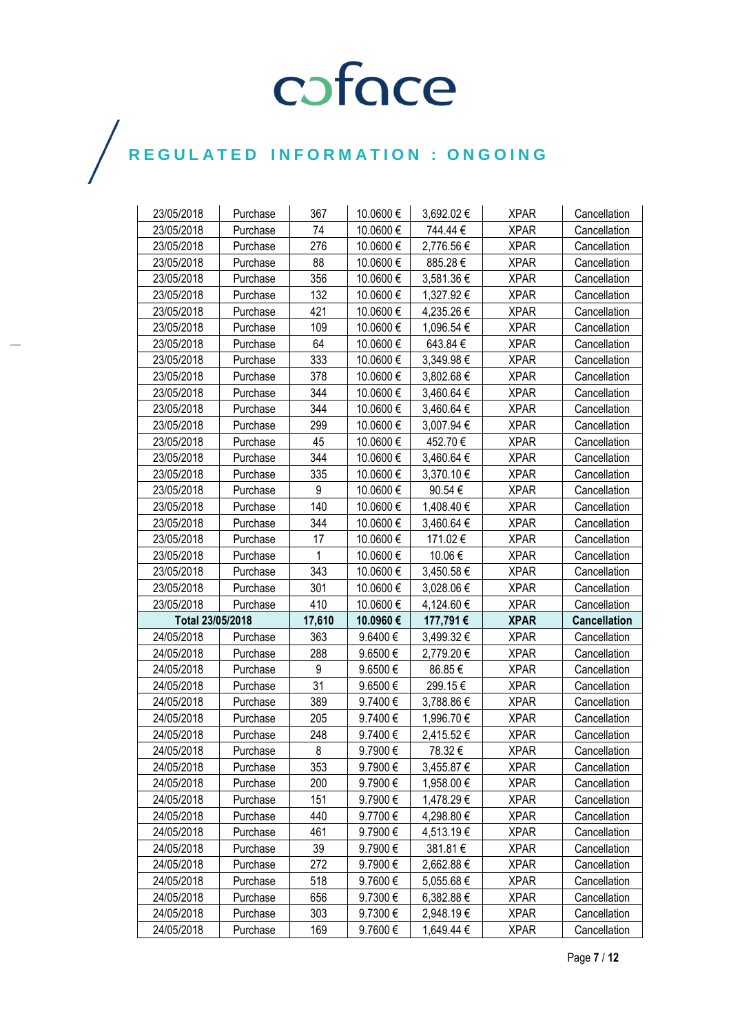| | | | | | | |
|---|---|---|---|---|---|---|
| 23/05/2018 | Purchase | 367 | 10.0600 € | 3,692.02 € | XPAR | Cancellation |
| 23/05/2018 | Purchase | 74 | 10.0600 € | 744.44 € | XPAR | Cancellation |
| 23/05/2018 | Purchase | 276 | 10.0600 € | 2,776.56 € | XPAR | Cancellation |
| 23/05/2018 | Purchase | 88 | 10.0600 € | 885.28 € | XPAR | Cancellation |
| 23/05/2018 | Purchase | 356 | 10.0600 € | 3,581.36 € | XPAR | Cancellation |
| 23/05/2018 | Purchase | 132 | 10.0600 € | 1,327.92 € | XPAR | Cancellation |
| 23/05/2018 | Purchase | 421 | 10.0600 € | 4,235.26 € | XPAR | Cancellation |
| 23/05/2018 | Purchase | 109 | 10.0600 € | 1,096.54 € | XPAR | Cancellation |
| 23/05/2018 | Purchase | 64 | 10.0600 € | 643.84 € | XPAR | Cancellation |
| 23/05/2018 | Purchase | 333 | 10.0600 € | 3,349.98 € | XPAR | Cancellation |
| 23/05/2018 | Purchase | 378 | 10.0600 € | 3,802.68 € | XPAR | Cancellation |
| 23/05/2018 | Purchase | 344 | 10.0600 € | 3,460.64 € | XPAR | Cancellation |
| 23/05/2018 | Purchase | 344 | 10.0600 € | 3,460.64 € | XPAR | Cancellation |
| 23/05/2018 | Purchase | 299 | 10.0600 € | 3,007.94 € | XPAR | Cancellation |
| 23/05/2018 | Purchase | 45 | 10.0600 € | 452.70 € | XPAR | Cancellation |
| 23/05/2018 | Purchase | 344 | 10.0600 € | 3,460.64 € | XPAR | Cancellation |
| 23/05/2018 | Purchase | 335 | 10.0600 € | 3,370.10 € | XPAR | Cancellation |
| 23/05/2018 | Purchase | 9 | 10.0600 € | 90.54 € | XPAR | Cancellation |
| 23/05/2018 | Purchase | 140 | 10.0600 € | 1,408.40 € | XPAR | Cancellation |
| 23/05/2018 | Purchase | 344 | 10.0600 € | 3,460.64 € | XPAR | Cancellation |
| 23/05/2018 | Purchase | 17 | 10.0600 € | 171.02 € | XPAR | Cancellation |
| 23/05/2018 | Purchase | 1 | 10.0600 € | 10.06 € | XPAR | Cancellation |
| 23/05/2018 | Purchase | 343 | 10.0600 € | 3,450.58 € | XPAR | Cancellation |
| 23/05/2018 | Purchase | 301 | 10.0600 € | 3,028.06 € | XPAR | Cancellation |
| 23/05/2018 | Purchase | 410 | 10.0600 € | 4,124.60 € | XPAR | Cancellation |
| **Total 23/05/2018** | | **17,610** | **10.0960 €** | **177,791 €** | **XPAR** | **Cancellation** |
| 24/05/2018 | Purchase | 363 | 9.6400 € | 3,499.32 € | XPAR | Cancellation |
| 24/05/2018 | Purchase | 288 | 9.6500 € | 2,779.20 € | XPAR | Cancellation |
| 24/05/2018 | Purchase | 9 | 9.6500 € | 86.85 € | XPAR | Cancellation |
| 24/05/2018 | Purchase | 31 | 9.6500 € | 299.15 € | XPAR | Cancellation |
| 24/05/2018 | Purchase | 389 | 9.7400 € | 3,788.86 € | XPAR | Cancellation |
| 24/05/2018 | Purchase | 205 | 9.7400 € | 1,996.70 € | XPAR | Cancellation |
| 24/05/2018 | Purchase | 248 | 9.7400 € | 2,415.52 € | XPAR | Cancellation |
| 24/05/2018 | Purchase | 8 | 9.7900 € | 78.32 € | XPAR | Cancellation |
| 24/05/2018 | Purchase | 353 | 9.7900 € | 3,455.87 € | XPAR | Cancellation |
| 24/05/2018 | Purchase | 200 | 9.7900 € | 1,958.00 € | XPAR | Cancellation |
| 24/05/2018 | Purchase | 151 | 9.7900 € | 1,478.29 € | XPAR | Cancellation |
| 24/05/2018 | Purchase | 440 | 9.7700 € | 4,298.80 € | XPAR | Cancellation |
| 24/05/2018 | Purchase | 461 | 9.7900 € | 4,513.19 € | XPAR | Cancellation |
| 24/05/2018 | Purchase | 39 | 9.7900 € | 381.81 € | XPAR | Cancellation |
| 24/05/2018 | Purchase | 272 | 9.7900 € | 2,662.88 € | XPAR | Cancellation |
| 24/05/2018 | Purchase | 518 | 9.7600 € | 5,055.68 € | XPAR | Cancellation |
| 24/05/2018 | Purchase | 656 | 9.7300 € | 6,382.88 € | XPAR | Cancellation |
| 24/05/2018 | Purchase | 303 | 9.7300 € | 2,948.19 € | XPAR | Cancellation |
| 24/05/2018 | Purchase | 169 | 9.7600 € | 1,649.44 € | XPAR | Cancellation |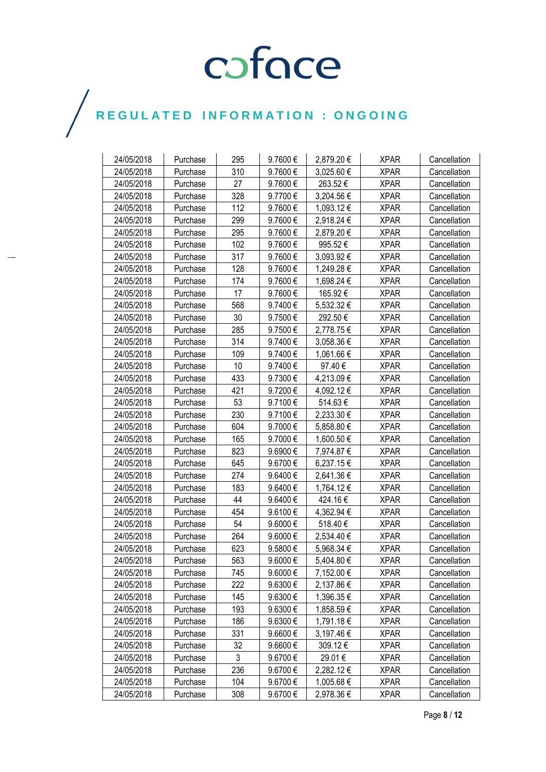| 24/05/2018 | Purchase | 295 | 9.7600 € | 2,879.20 € | XPAR | Cancellation |
|---|---|---|---|---|---|---|
| 24/05/2018 | Purchase | 310 | 9.7600 € | 3,025.60 € | XPAR | Cancellation |
| 24/05/2018 | Purchase | 27 | 9.7600 € | 263.52 € | XPAR | Cancellation |
| 24/05/2018 | Purchase | 328 | 9.7700 € | 3,204.56 € | XPAR | Cancellation |
| 24/05/2018 | Purchase | 112 | 9.7600 € | 1,093.12 € | XPAR | Cancellation |
| 24/05/2018 | Purchase | 299 | 9.7600 € | 2,918.24 € | XPAR | Cancellation |
| 24/05/2018 | Purchase | 295 | 9.7600 € | 2,879.20 € | XPAR | Cancellation |
| 24/05/2018 | Purchase | 102 | 9.7600 € | 995.52 € | XPAR | Cancellation |
| 24/05/2018 | Purchase | 317 | 9.7600 € | 3,093.92 € | XPAR | Cancellation |
| 24/05/2018 | Purchase | 128 | 9.7600 € | 1,249.28 € | XPAR | Cancellation |
| 24/05/2018 | Purchase | 174 | 9.7600 € | 1,698.24 € | XPAR | Cancellation |
| 24/05/2018 | Purchase | 17 | 9.7600 € | 165.92 € | XPAR | Cancellation |
| 24/05/2018 | Purchase | 568 | 9.7400 € | 5,532.32 € | XPAR | Cancellation |
| 24/05/2018 | Purchase | 30 | 9.7500 € | 292.50 € | XPAR | Cancellation |
| 24/05/2018 | Purchase | 285 | 9.7500 € | 2,778.75 € | XPAR | Cancellation |
| 24/05/2018 | Purchase | 314 | 9.7400 € | 3,058.36 € | XPAR | Cancellation |
| 24/05/2018 | Purchase | 109 | 9.7400 € | 1,061.66 € | XPAR | Cancellation |
| 24/05/2018 | Purchase | 10 | 9.7400 € | 97.40 € | XPAR | Cancellation |
| 24/05/2018 | Purchase | 433 | 9.7300 € | 4,213.09 € | XPAR | Cancellation |
| 24/05/2018 | Purchase | 421 | 9.7200 € | 4,092.12 € | XPAR | Cancellation |
| 24/05/2018 | Purchase | 53 | 9.7100 € | 514.63 € | XPAR | Cancellation |
| 24/05/2018 | Purchase | 230 | 9.7100 € | 2,233.30 € | XPAR | Cancellation |
| 24/05/2018 | Purchase | 604 | 9.7000 € | 5,858.80 € | XPAR | Cancellation |
| 24/05/2018 | Purchase | 165 | 9.7000 € | 1,600.50 € | XPAR | Cancellation |
| 24/05/2018 | Purchase | 823 | 9.6900 € | 7,974.87 € | XPAR | Cancellation |
| 24/05/2018 | Purchase | 645 | 9.6700 € | 6,237.15 € | XPAR | Cancellation |
| 24/05/2018 | Purchase | 274 | 9.6400 € | 2,641.36 € | XPAR | Cancellation |
| 24/05/2018 | Purchase | 183 | 9.6400 € | 1,764.12 € | XPAR | Cancellation |
| 24/05/2018 | Purchase | 44 | 9.6400 € | 424.16 € | XPAR | Cancellation |
| 24/05/2018 | Purchase | 454 | 9.6100 € | 4,362.94 € | XPAR | Cancellation |
| 24/05/2018 | Purchase | 54 | 9.6000 € | 518.40 € | XPAR | Cancellation |
| 24/05/2018 | Purchase | 264 | 9.6000 € | 2,534.40 € | XPAR | Cancellation |
| 24/05/2018 | Purchase | 623 | 9.5800 € | 5,968.34 € | XPAR | Cancellation |
| 24/05/2018 | Purchase | 563 | 9.6000 € | 5,404.80 € | XPAR | Cancellation |
| 24/05/2018 | Purchase | 745 | 9.6000 € | 7,152.00 € | XPAR | Cancellation |
| 24/05/2018 | Purchase | 222 | 9.6300 € | 2,137.86 € | XPAR | Cancellation |
| 24/05/2018 | Purchase | 145 | 9.6300 € | 1,396.35 € | XPAR | Cancellation |
| 24/05/2018 | Purchase | 193 | 9.6300 € | 1,858.59 € | XPAR | Cancellation |
| 24/05/2018 | Purchase | 186 | 9.6300 € | 1,791.18 € | XPAR | Cancellation |
| 24/05/2018 | Purchase | 331 | 9.6600 € | 3,197.46 € | XPAR | Cancellation |
| 24/05/2018 | Purchase | 32 | 9.6600 € | 309.12 € | XPAR | Cancellation |
| 24/05/2018 | Purchase | 3 | 9.6700 € | 29.01 € | XPAR | Cancellation |
| 24/05/2018 | Purchase | 236 | 9.6700 € | 2,282.12 € | XPAR | Cancellation |
| 24/05/2018 | Purchase | 104 | 9.6700 € | 1,005.68 € | XPAR | Cancellation |
| 24/05/2018 | Purchase | 308 | 9.6700 € | 2,978.36 € | XPAR | Cancellation |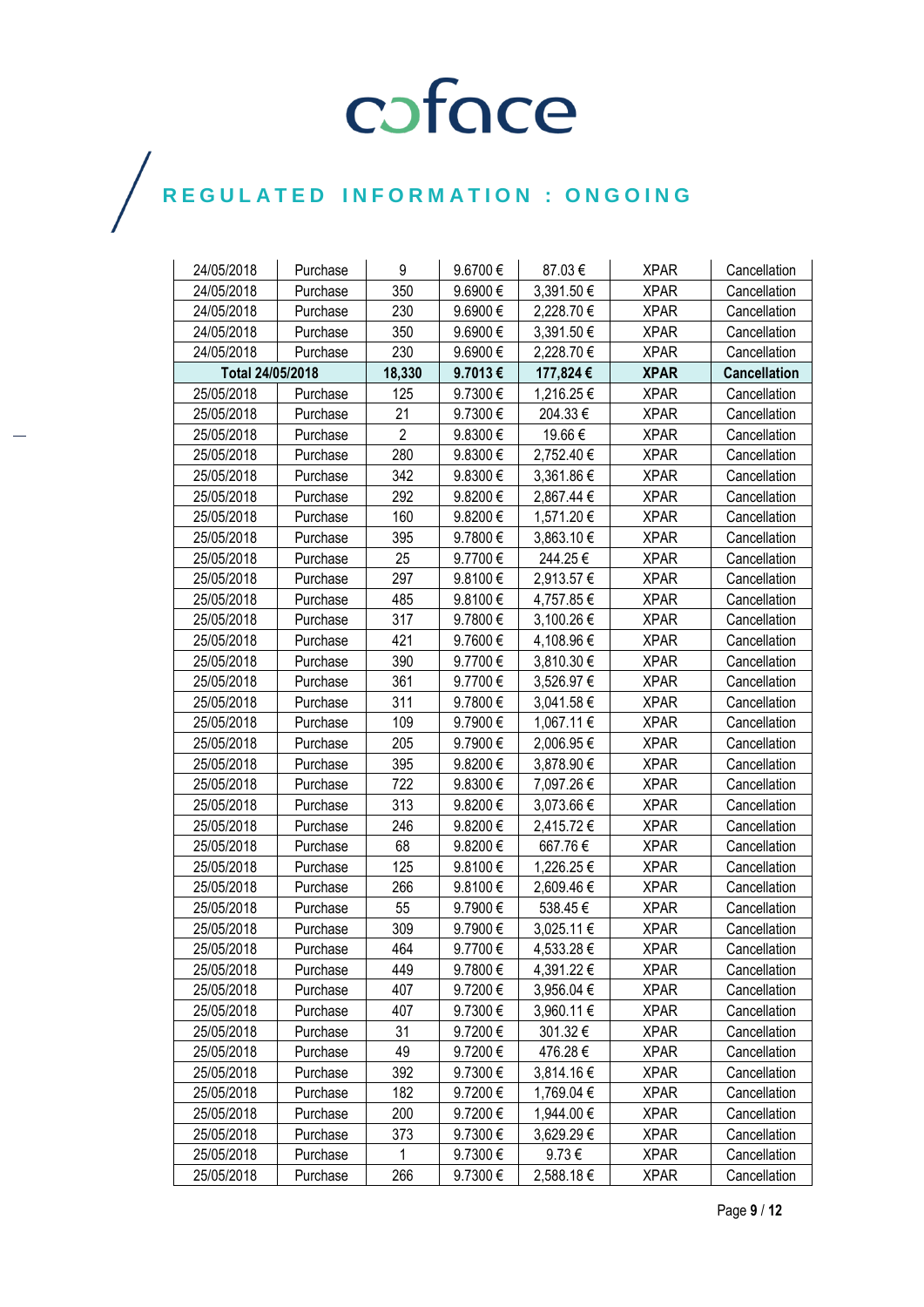# REGULATED INFORMATION : ONGOING

| | | | | | | |
|---|---|---|---|---|---|---|
| 24/05/2018 | Purchase | 9 | 9.6700 € | 87.03 € | XPAR | Cancellation |
| 24/05/2018 | Purchase | 350 | 9.6900 € | 3,391.50 € | XPAR | Cancellation |
| 24/05/2018 | Purchase | 230 | 9.6900 € | 2,228.70 € | XPAR | Cancellation |
| 24/05/2018 | Purchase | 350 | 9.6900 € | 3,391.50 € | XPAR | Cancellation |
| 24/05/2018 | Purchase | 230 | 9.6900 € | 2,228.70 € | XPAR | Cancellation |
| **Total 24/05/2018** | | **18,330** | **9.7013 €** | **177,824 €** | **XPAR** | **Cancellation** |
| 25/05/2018 | Purchase | 125 | 9.7300 € | 1,216.25 € | XPAR | Cancellation |
| 25/05/2018 | Purchase | 21 | 9.7300 € | 204.33 € | XPAR | Cancellation |
| 25/05/2018 | Purchase | 2 | 9.8300 € | 19.66 € | XPAR | Cancellation |
| 25/05/2018 | Purchase | 280 | 9.8300 € | 2,752.40 € | XPAR | Cancellation |
| 25/05/2018 | Purchase | 342 | 9.8300 € | 3,361.86 € | XPAR | Cancellation |
| 25/05/2018 | Purchase | 292 | 9.8200 € | 2,867.44 € | XPAR | Cancellation |
| 25/05/2018 | Purchase | 160 | 9.8200 € | 1,571.20 € | XPAR | Cancellation |
| 25/05/2018 | Purchase | 395 | 9.7800 € | 3,863.10 € | XPAR | Cancellation |
| 25/05/2018 | Purchase | 25 | 9.7700 € | 244.25 € | XPAR | Cancellation |
| 25/05/2018 | Purchase | 297 | 9.8100 € | 2,913.57 € | XPAR | Cancellation |
| 25/05/2018 | Purchase | 485 | 9.8100 € | 4,757.85 € | XPAR | Cancellation |
| 25/05/2018 | Purchase | 317 | 9.7800 € | 3,100.26 € | XPAR | Cancellation |
| 25/05/2018 | Purchase | 421 | 9.7600 € | 4,108.96 € | XPAR | Cancellation |
| 25/05/2018 | Purchase | 390 | 9.7700 € | 3,810.30 € | XPAR | Cancellation |
| 25/05/2018 | Purchase | 361 | 9.7700 € | 3,526.97 € | XPAR | Cancellation |
| 25/05/2018 | Purchase | 311 | 9.7800 € | 3,041.58 € | XPAR | Cancellation |
| 25/05/2018 | Purchase | 109 | 9.7900 € | 1,067.11 € | XPAR | Cancellation |
| 25/05/2018 | Purchase | 205 | 9.7900 € | 2,006.95 € | XPAR | Cancellation |
| 25/05/2018 | Purchase | 395 | 9.8200 € | 3,878.90 € | XPAR | Cancellation |
| 25/05/2018 | Purchase | 722 | 9.8300 € | 7,097.26 € | XPAR | Cancellation |
| 25/05/2018 | Purchase | 313 | 9.8200 € | 3,073.66 € | XPAR | Cancellation |
| 25/05/2018 | Purchase | 246 | 9.8200 € | 2,415.72 € | XPAR | Cancellation |
| 25/05/2018 | Purchase | 68 | 9.8200 € | 667.76 € | XPAR | Cancellation |
| 25/05/2018 | Purchase | 125 | 9.8100 € | 1,226.25 € | XPAR | Cancellation |
| 25/05/2018 | Purchase | 266 | 9.8100 € | 2,609.46 € | XPAR | Cancellation |
| 25/05/2018 | Purchase | 55 | 9.7900 € | 538.45 € | XPAR | Cancellation |
| 25/05/2018 | Purchase | 309 | 9.7900 € | 3,025.11 € | XPAR | Cancellation |
| 25/05/2018 | Purchase | 464 | 9.7700 € | 4,533.28 € | XPAR | Cancellation |
| 25/05/2018 | Purchase | 449 | 9.7800 € | 4,391.22 € | XPAR | Cancellation |
| 25/05/2018 | Purchase | 407 | 9.7200 € | 3,956.04 € | XPAR | Cancellation |
| 25/05/2018 | Purchase | 407 | 9.7300 € | 3,960.11 € | XPAR | Cancellation |
| 25/05/2018 | Purchase | 31 | 9.7200 € | 301.32 € | XPAR | Cancellation |
| 25/05/2018 | Purchase | 49 | 9.7200 € | 476.28 € | XPAR | Cancellation |
| 25/05/2018 | Purchase | 392 | 9.7300 € | 3,814.16 € | XPAR | Cancellation |
| 25/05/2018 | Purchase | 182 | 9.7200 € | 1,769.04 € | XPAR | Cancellation |
| 25/05/2018 | Purchase | 200 | 9.7200 € | 1,944.00 € | XPAR | Cancellation |
| 25/05/2018 | Purchase | 373 | 9.7300 € | 3,629.29 € | XPAR | Cancellation |
| 25/05/2018 | Purchase | 1 | 9.7300 € | 9.73 € | XPAR | Cancellation |
| 25/05/2018 | Purchase | 266 | 9.7300 € | 2,588.18 € | XPAR | Cancellation |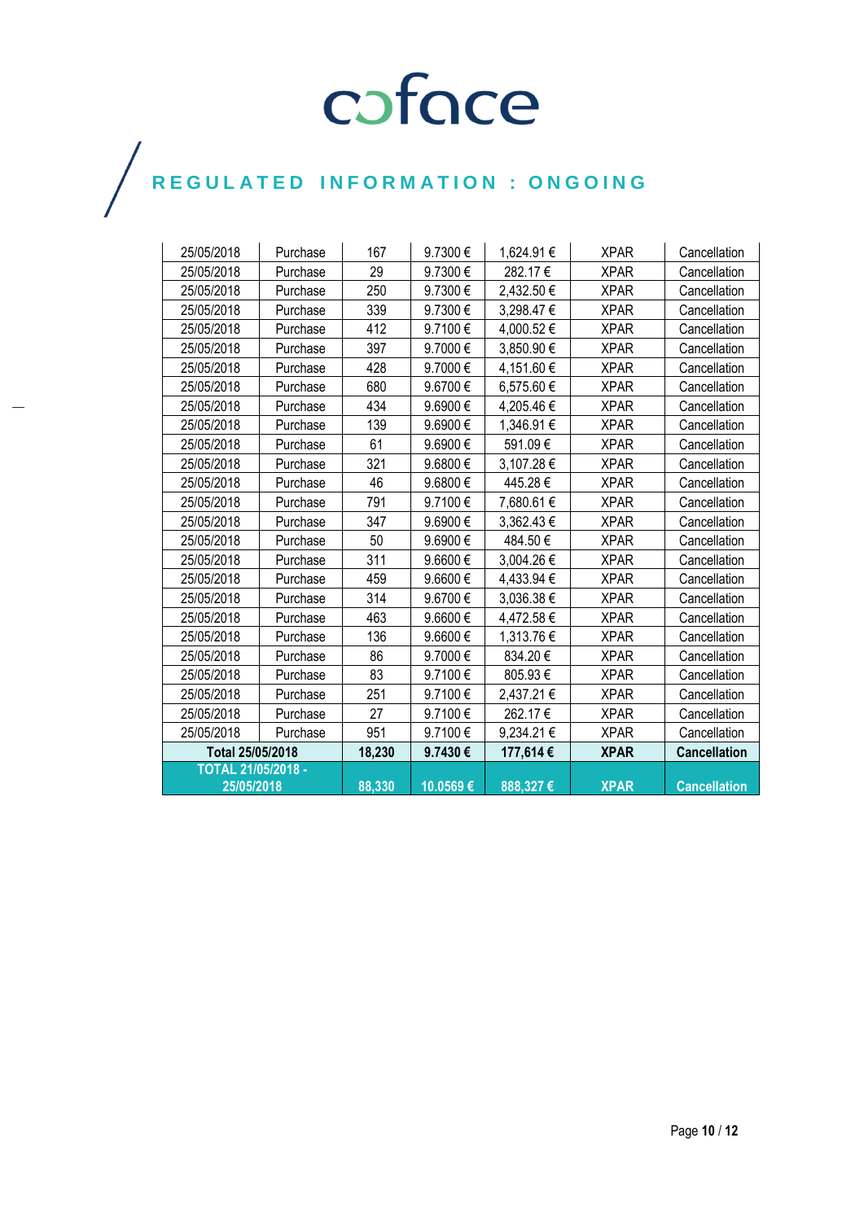# REGULATED INFORMATION : ONGOING

| | | | | | | |
|---|---|---|---|---|---|---|
| 25/05/2018 | Purchase | 167 | 9.7300 € | 1,624.91 € | XPAR | Cancellation |
| 25/05/2018 | Purchase | 29 | 9.7300 € | 282.17 € | XPAR | Cancellation |
| 25/05/2018 | Purchase | 250 | 9.7300 € | 2,432.50 € | XPAR | Cancellation |
| 25/05/2018 | Purchase | 339 | 9.7300 € | 3,298.47 € | XPAR | Cancellation |
| 25/05/2018 | Purchase | 412 | 9.7100 € | 4,000.52 € | XPAR | Cancellation |
| 25/05/2018 | Purchase | 397 | 9.7000 € | 3,850.90 € | XPAR | Cancellation |
| 25/05/2018 | Purchase | 428 | 9.7000 € | 4,151.60 € | XPAR | Cancellation |
| 25/05/2018 | Purchase | 680 | 9.6700 € | 6,575.60 € | XPAR | Cancellation |
| 25/05/2018 | Purchase | 434 | 9.6900 € | 4,205.46 € | XPAR | Cancellation |
| 25/05/2018 | Purchase | 139 | 9.6900 € | 1,346.91 € | XPAR | Cancellation |
| 25/05/2018 | Purchase | 61 | 9.6900 € | 591.09 € | XPAR | Cancellation |
| 25/05/2018 | Purchase | 321 | 9.6800 € | 3,107.28 € | XPAR | Cancellation |
| 25/05/2018 | Purchase | 46 | 9.6800 € | 445.28 € | XPAR | Cancellation |
| 25/05/2018 | Purchase | 791 | 9.7100 € | 7,680.61 € | XPAR | Cancellation |
| 25/05/2018 | Purchase | 347 | 9.6900 € | 3,362.43 € | XPAR | Cancellation |
| 25/05/2018 | Purchase | 50 | 9.6900 € | 484.50 € | XPAR | Cancellation |
| 25/05/2018 | Purchase | 311 | 9.6600 € | 3,004.26 € | XPAR | Cancellation |
| 25/05/2018 | Purchase | 459 | 9.6600 € | 4,433.94 € | XPAR | Cancellation |
| 25/05/2018 | Purchase | 314 | 9.6700 € | 3,036.38 € | XPAR | Cancellation |
| 25/05/2018 | Purchase | 463 | 9.6600 € | 4,472.58 € | XPAR | Cancellation |
| 25/05/2018 | Purchase | 136 | 9.6600 € | 1,313.76 € | XPAR | Cancellation |
| 25/05/2018 | Purchase | 86 | 9.7000 € | 834.20 € | XPAR | Cancellation |
| 25/05/2018 | Purchase | 83 | 9.7100 € | 805.93 € | XPAR | Cancellation |
| 25/05/2018 | Purchase | 251 | 9.7100 € | 2,437.21 € | XPAR | Cancellation |
| 25/05/2018 | Purchase | 27 | 9.7100 € | 262.17 € | XPAR | Cancellation |
| 25/05/2018 | Purchase | 951 | 9.7100 € | 9,234.21 € | XPAR | Cancellation |
| **Total 25/05/2018** | | **18,230** | **9.7430 €** | **177,614 €** | **XPAR** | **Cancellation** |
| **TOTAL 21/05/2018 - 25/05/2018** | | **88,330** | **10.0569 €** | **888,327 €** | **XPAR** | **Cancellation** |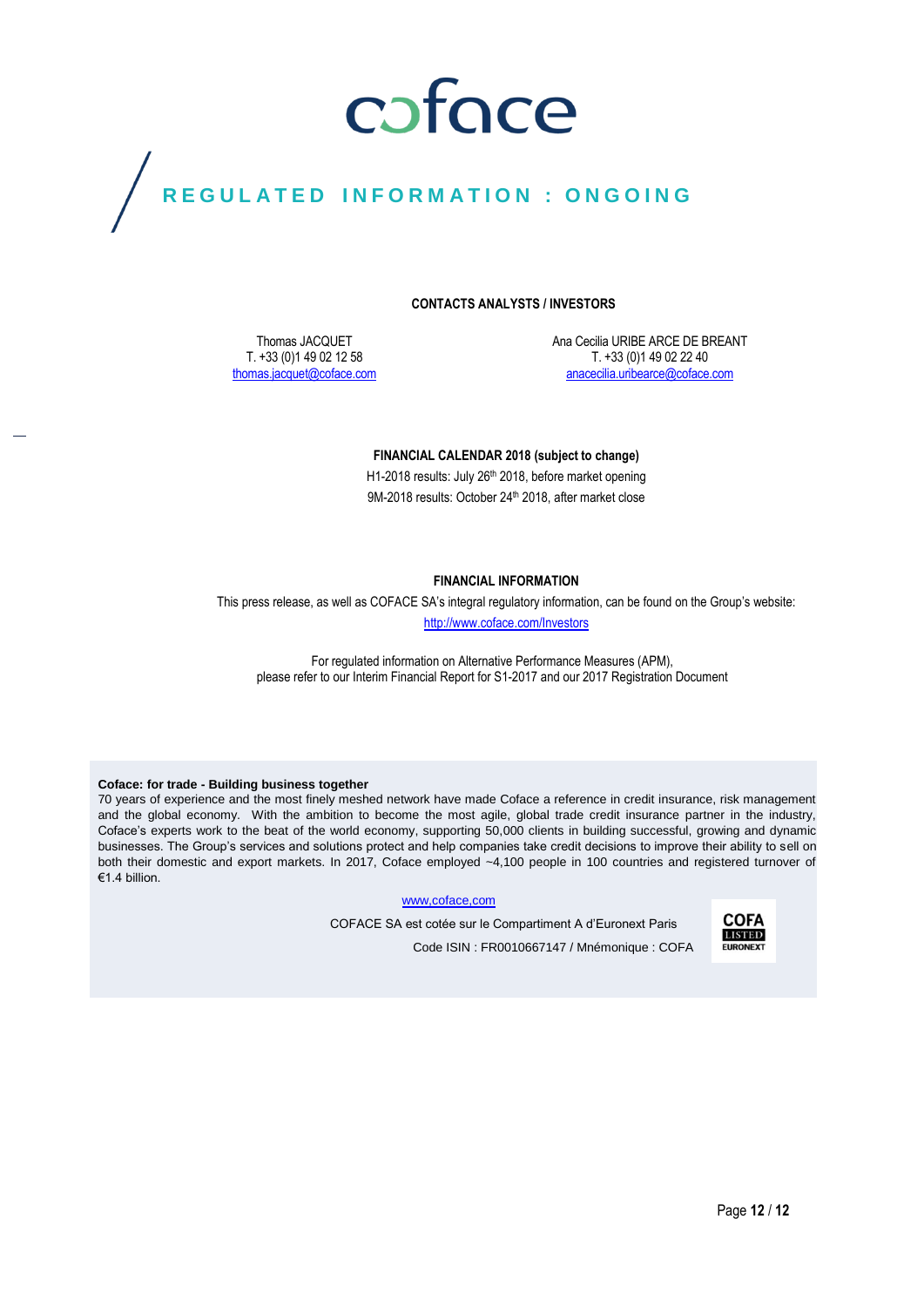# REGULATED INFORMATION : ONGOING

**CONTACTS ANALYSTS / INVESTORS**

Thomas JACQUET
T. +33 (0)1 49 02 12 58
thomas.jacquet@coface.com

Ana Cecilia URIBE ARCE DE BREANT
T. +33 (0)1 49 02 22 40
anacecilia.uribearce@coface.com

**FINANCIAL CALENDAR 2018 (subject to change)**

H1-2018 results: July 26th 2018, before market opening

9M-2018 results: October 24th 2018, after market close

**FINANCIAL INFORMATION**

This press release, as well as COFACE SA's integral regulatory information, can be found on the Group's website: http://www.coface.com/Investors

For regulated information on Alternative Performance Measures (APM), please refer to our Interim Financial Report for S1-2017 and our 2017 Registration Document

**Coface: for trade - Building business together**

70 years of experience and the most finely meshed network have made Coface a reference in credit insurance, risk management and the global economy. With the ambition to become the most agile, global trade credit insurance partner in the industry, Coface's experts work to the beat of the world economy, supporting 50,000 clients in building successful, growing and dynamic businesses. The Group's services and solutions protect and help companies take credit decisions to improve their ability to sell on both their domestic and export markets. In 2017, Coface employed ~4,100 people in 100 countries and registered turnover of €1.4 billion.

www,coface,com

COFACE SA est cotée sur le Compartiment A d'Euronext Paris

Code ISIN : FR0010667147 / Mnémonique : COFA

COFA LISTED EURONEXT